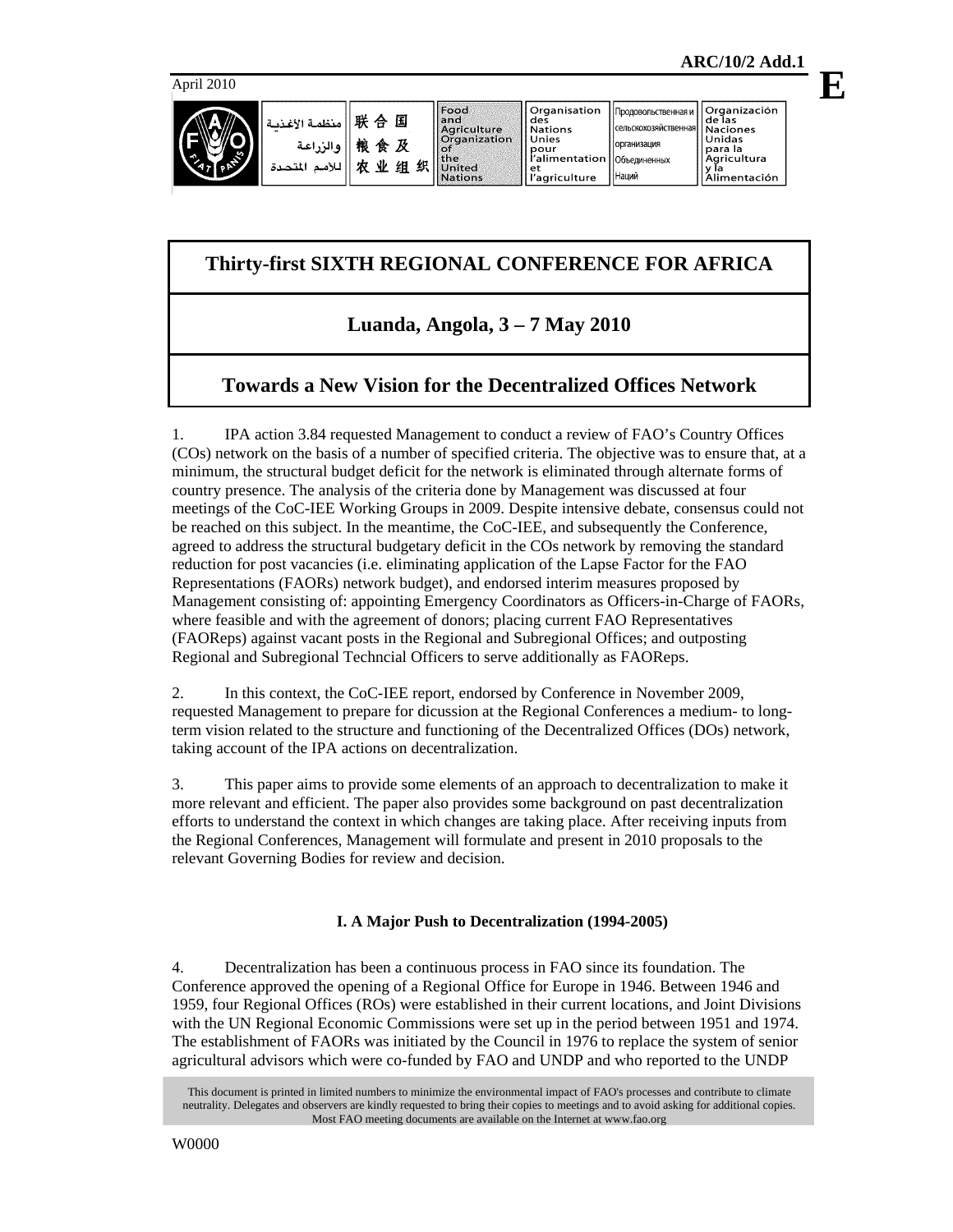**ARC/10/2 Add.1**

**E**

April 2010

| منظمة الأغذية والزراعة للأمم المتحدة | 联合国粮食及农业组织 | Food and Agriculture Organization of the United Nations | Organisation des Nations Unies pour l'alimentation et l'agriculture | Продовольственная и сельскохозяйственная организация Объединенных Наций | Organización de las Naciones Unidas para la Agricultura y la Alimentación |
|---|---|---|---|---|---|

# Thirty-first SIXTH REGIONAL CONFERENCE FOR AFRICA

## Luanda, Angola, 3 – 7 May 2010

## Towards a New Vision for the Decentralized Offices Network

1. IPA action 3.84 requested Management to conduct a review of FAO's Country Offices (COs) network on the basis of a number of specified criteria. The objective was to ensure that, at a minimum, the structural budget deficit for the network is eliminated through alternate forms of country presence. The analysis of the criteria done by Management was discussed at four meetings of the CoC-IEE Working Groups in 2009. Despite intensive debate, consensus could not be reached on this subject. In the meantime, the CoC-IEE, and subsequently the Conference, agreed to address the structural budgetary deficit in the COs network by removing the standard reduction for post vacancies (i.e. eliminating application of the Lapse Factor for the FAO Representations (FAORs) network budget), and endorsed interim measures proposed by Management consisting of: appointing Emergency Coordinators as Officers-in-Charge of FAORs, where feasible and with the agreement of donors; placing current FAO Representatives (FAOReps) against vacant posts in the Regional and Subregional Offices; and outposting Regional and Subregional Techncial Officers to serve additionally as FAOReps.

2. In this context, the CoC-IEE report, endorsed by Conference in November 2009, requested Management to prepare for dicussion at the Regional Conferences a medium- to long-term vision related to the structure and functioning of the Decentralized Offices (DOs) network, taking account of the IPA actions on decentralization.

3. This paper aims to provide some elements of an approach to decentralization to make it more relevant and efficient. The paper also provides some background on past decentralization efforts to understand the context in which changes are taking place. After receiving inputs from the Regional Conferences, Management will formulate and present in 2010 proposals to the relevant Governing Bodies for review and decision.

### I. A Major Push to Decentralization (1994-2005)

4. Decentralization has been a continuous process in FAO since its foundation. The Conference approved the opening of a Regional Office for Europe in 1946. Between 1946 and 1959, four Regional Offices (ROs) were established in their current locations, and Joint Divisions with the UN Regional Economic Commissions were set up in the period between 1951 and 1974. The establishment of FAORs was initiated by the Council in 1976 to replace the system of senior agricultural advisors which were co-funded by FAO and UNDP and who reported to the UNDP

This document is printed in limited numbers to minimize the environmental impact of FAO's processes and contribute to climate neutrality. Delegates and observers are kindly requested to bring their copies to meetings and to avoid asking for additional copies. Most FAO meeting documents are available on the Internet at www.fao.org

W0000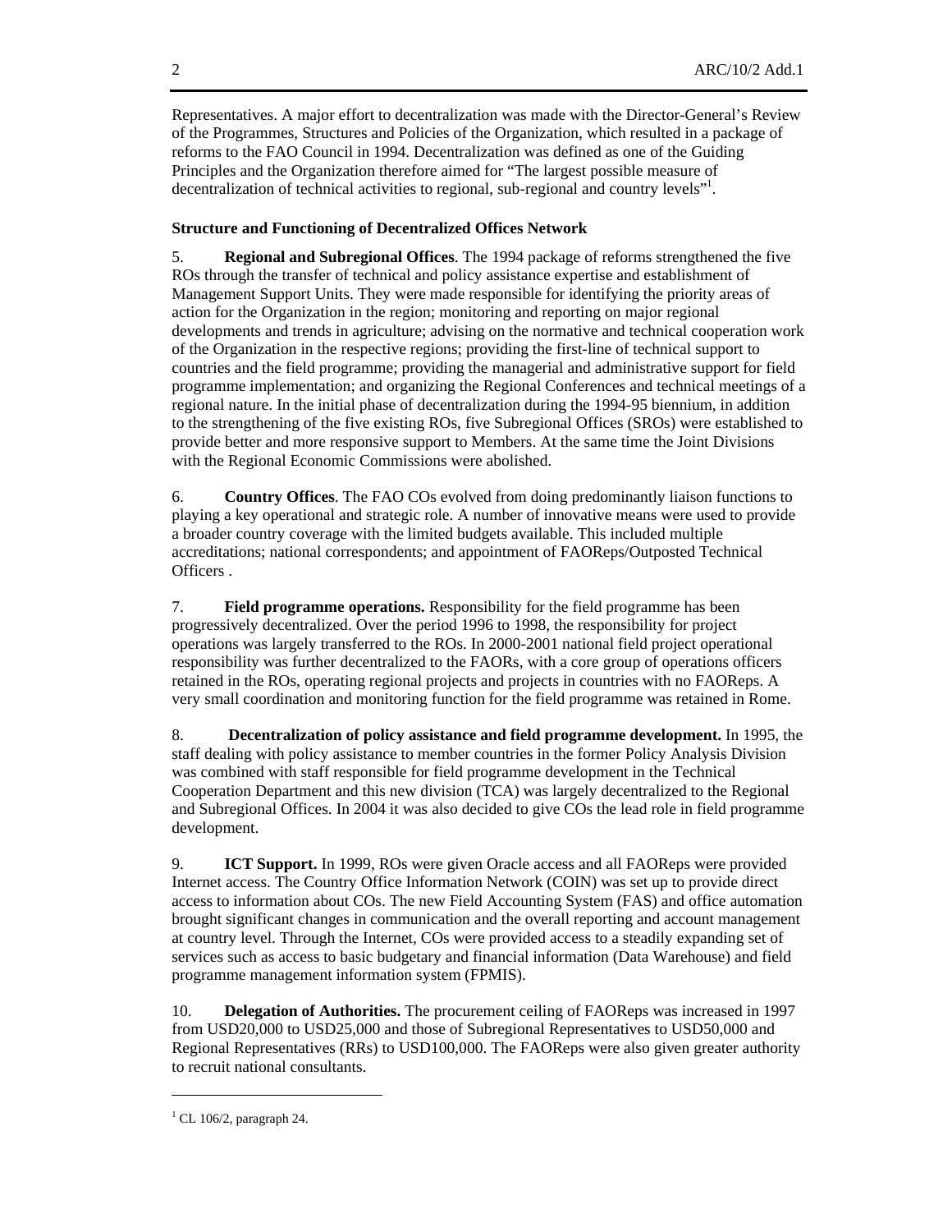Representatives. A major effort to decentralization was made with the Director-General's Review of the Programmes, Structures and Policies of the Organization, which resulted in a package of reforms to the FAO Council in 1994. Decentralization was defined as one of the Guiding Principles and the Organization therefore aimed for "The largest possible measure of decentralization of technical activities to regional, sub-regional and country levels"[1].

**Structure and Functioning of Decentralized Offices Network**

5. **Regional and Subregional Offices**. The 1994 package of reforms strengthened the five ROs through the transfer of technical and policy assistance expertise and establishment of Management Support Units. They were made responsible for identifying the priority areas of action for the Organization in the region; monitoring and reporting on major regional developments and trends in agriculture; advising on the normative and technical cooperation work of the Organization in the respective regions; providing the first-line of technical support to countries and the field programme; providing the managerial and administrative support for field programme implementation; and organizing the Regional Conferences and technical meetings of a regional nature. In the initial phase of decentralization during the 1994-95 biennium, in addition to the strengthening of the five existing ROs, five Subregional Offices (SROs) were established to provide better and more responsive support to Members. At the same time the Joint Divisions with the Regional Economic Commissions were abolished.

6. **Country Offices**. The FAO COs evolved from doing predominantly liaison functions to playing a key operational and strategic role. A number of innovative means were used to provide a broader country coverage with the limited budgets available. This included multiple accreditations; national correspondents; and appointment of FAOReps/Outposted Technical Officers .

7. **Field programme operations.** Responsibility for the field programme has been progressively decentralized. Over the period 1996 to 1998, the responsibility for project operations was largely transferred to the ROs. In 2000-2001 national field project operational responsibility was further decentralized to the FAORs, with a core group of operations officers retained in the ROs, operating regional projects and projects in countries with no FAOReps. A very small coordination and monitoring function for the field programme was retained in Rome.

8. **Decentralization of policy assistance and field programme development.** In 1995, the staff dealing with policy assistance to member countries in the former Policy Analysis Division was combined with staff responsible for field programme development in the Technical Cooperation Department and this new division (TCA) was largely decentralized to the Regional and Subregional Offices. In 2004 it was also decided to give COs the lead role in field programme development.

9. **ICT Support.** In 1999, ROs were given Oracle access and all FAOReps were provided Internet access. The Country Office Information Network (COIN) was set up to provide direct access to information about COs. The new Field Accounting System (FAS) and office automation brought significant changes in communication and the overall reporting and account management at country level. Through the Internet, COs were provided access to a steadily expanding set of services such as access to basic budgetary and financial information (Data Warehouse) and field programme management information system (FPMIS).

10. **Delegation of Authorities.** The procurement ceiling of FAOReps was increased in 1997 from USD20,000 to USD25,000 and those of Subregional Representatives to USD50,000 and Regional Representatives (RRs) to USD100,000. The FAOReps were also given greater authority to recruit national consultants.

[1] CL 106/2, paragraph 24.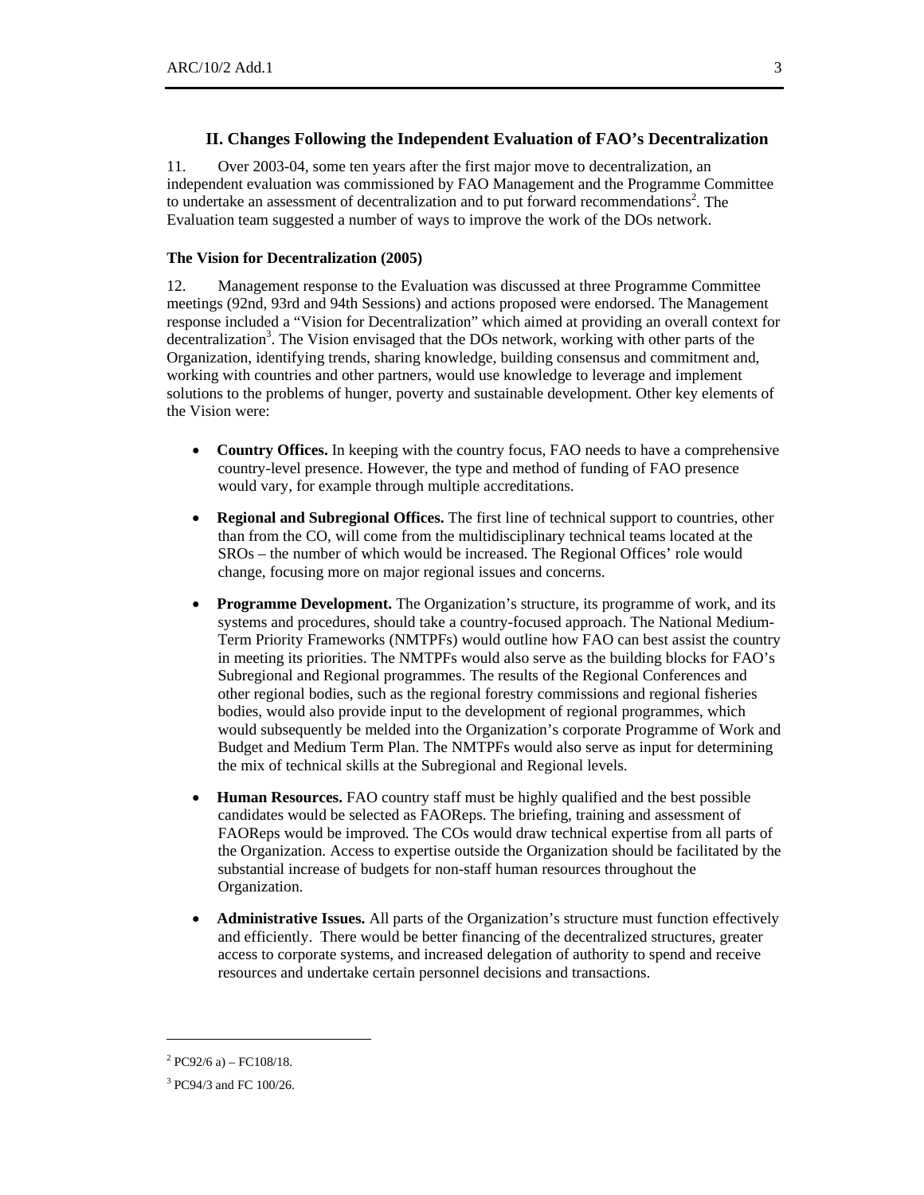## II. Changes Following the Independent Evaluation of FAO's Decentralization

11. Over 2003-04, some ten years after the first major move to decentralization, an independent evaluation was commissioned by FAO Management and the Programme Committee to undertake an assessment of decentralization and to put forward recommendations[2]. The Evaluation team suggested a number of ways to improve the work of the DOs network.

**The Vision for Decentralization (2005)**

12. Management response to the Evaluation was discussed at three Programme Committee meetings (92nd, 93rd and 94th Sessions) and actions proposed were endorsed. The Management response included a "Vision for Decentralization" which aimed at providing an overall context for decentralization[3]. The Vision envisaged that the DOs network, working with other parts of the Organization, identifying trends, sharing knowledge, building consensus and commitment and, working with countries and other partners, would use knowledge to leverage and implement solutions to the problems of hunger, poverty and sustainable development. Other key elements of the Vision were:

- **Country Offices.** In keeping with the country focus, FAO needs to have a comprehensive country-level presence. However, the type and method of funding of FAO presence would vary, for example through multiple accreditations.
- **Regional and Subregional Offices.** The first line of technical support to countries, other than from the CO, will come from the multidisciplinary technical teams located at the SROs – the number of which would be increased. The Regional Offices' role would change, focusing more on major regional issues and concerns.
- **Programme Development.** The Organization's structure, its programme of work, and its systems and procedures, should take a country-focused approach. The National Medium-Term Priority Frameworks (NMTPFs) would outline how FAO can best assist the country in meeting its priorities. The NMTPFs would also serve as the building blocks for FAO's Subregional and Regional programmes. The results of the Regional Conferences and other regional bodies, such as the regional forestry commissions and regional fisheries bodies, would also provide input to the development of regional programmes, which would subsequently be melded into the Organization's corporate Programme of Work and Budget and Medium Term Plan. The NMTPFs would also serve as input for determining the mix of technical skills at the Subregional and Regional levels.
- **Human Resources.** FAO country staff must be highly qualified and the best possible candidates would be selected as FAOReps. The briefing, training and assessment of FAOReps would be improved. The COs would draw technical expertise from all parts of the Organization. Access to expertise outside the Organization should be facilitated by the substantial increase of budgets for non-staff human resources throughout the Organization.
- **Administrative Issues.** All parts of the Organization's structure must function effectively and efficiently. There would be better financing of the decentralized structures, greater access to corporate systems, and increased delegation of authority to spend and receive resources and undertake certain personnel decisions and transactions.

---

[2] PC92/6 a) – FC108/18.

[3] PC94/3 and FC 100/26.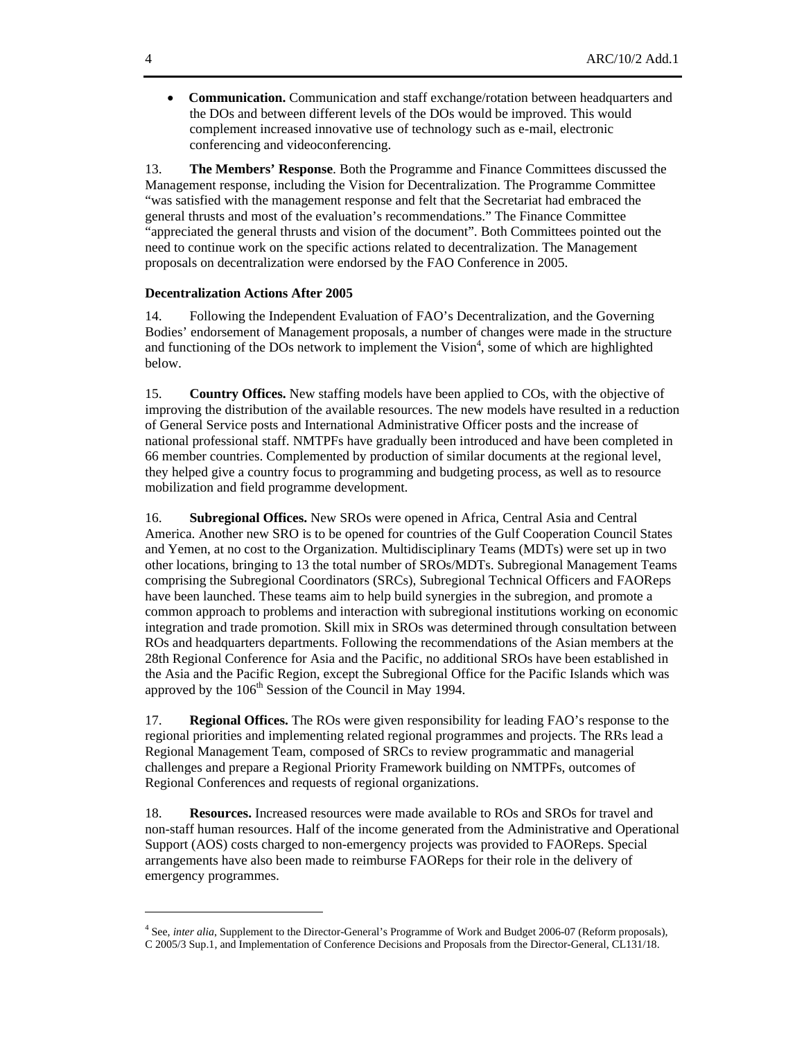- **Communication.** Communication and staff exchange/rotation between headquarters and the DOs and between different levels of the DOs would be improved. This would complement increased innovative use of technology such as e-mail, electronic conferencing and videoconferencing.

13. **The Members' Response**. Both the Programme and Finance Committees discussed the Management response, including the Vision for Decentralization. The Programme Committee "was satisfied with the management response and felt that the Secretariat had embraced the general thrusts and most of the evaluation's recommendations." The Finance Committee "appreciated the general thrusts and vision of the document". Both Committees pointed out the need to continue work on the specific actions related to decentralization. The Management proposals on decentralization were endorsed by the FAO Conference in 2005.

**Decentralization Actions After 2005**

14. Following the Independent Evaluation of FAO's Decentralization, and the Governing Bodies' endorsement of Management proposals, a number of changes were made in the structure and functioning of the DOs network to implement the Vision[4], some of which are highlighted below.

15. **Country Offices.** New staffing models have been applied to COs, with the objective of improving the distribution of the available resources. The new models have resulted in a reduction of General Service posts and International Administrative Officer posts and the increase of national professional staff. NMTPFs have gradually been introduced and have been completed in 66 member countries. Complemented by production of similar documents at the regional level, they helped give a country focus to programming and budgeting process, as well as to resource mobilization and field programme development.

16. **Subregional Offices.** New SROs were opened in Africa, Central Asia and Central America. Another new SRO is to be opened for countries of the Gulf Cooperation Council States and Yemen, at no cost to the Organization. Multidisciplinary Teams (MDTs) were set up in two other locations, bringing to 13 the total number of SROs/MDTs. Subregional Management Teams comprising the Subregional Coordinators (SRCs), Subregional Technical Officers and FAOReps have been launched. These teams aim to help build synergies in the subregion, and promote a common approach to problems and interaction with subregional institutions working on economic integration and trade promotion. Skill mix in SROs was determined through consultation between ROs and headquarters departments. Following the recommendations of the Asian members at the 28th Regional Conference for Asia and the Pacific, no additional SROs have been established in the Asia and the Pacific Region, except the Subregional Office for the Pacific Islands which was approved by the 106th Session of the Council in May 1994.

17. **Regional Offices.** The ROs were given responsibility for leading FAO's response to the regional priorities and implementing related regional programmes and projects. The RRs lead a Regional Management Team, composed of SRCs to review programmatic and managerial challenges and prepare a Regional Priority Framework building on NMTPFs, outcomes of Regional Conferences and requests of regional organizations.

18. **Resources.** Increased resources were made available to ROs and SROs for travel and non-staff human resources. Half of the income generated from the Administrative and Operational Support (AOS) costs charged to non-emergency projects was provided to FAOReps. Special arrangements have also been made to reimburse FAOReps for their role in the delivery of emergency programmes.

---

[4] See, *inter alia*, Supplement to the Director-General's Programme of Work and Budget 2006-07 (Reform proposals), C 2005/3 Sup.1, and Implementation of Conference Decisions and Proposals from the Director-General, CL131/18.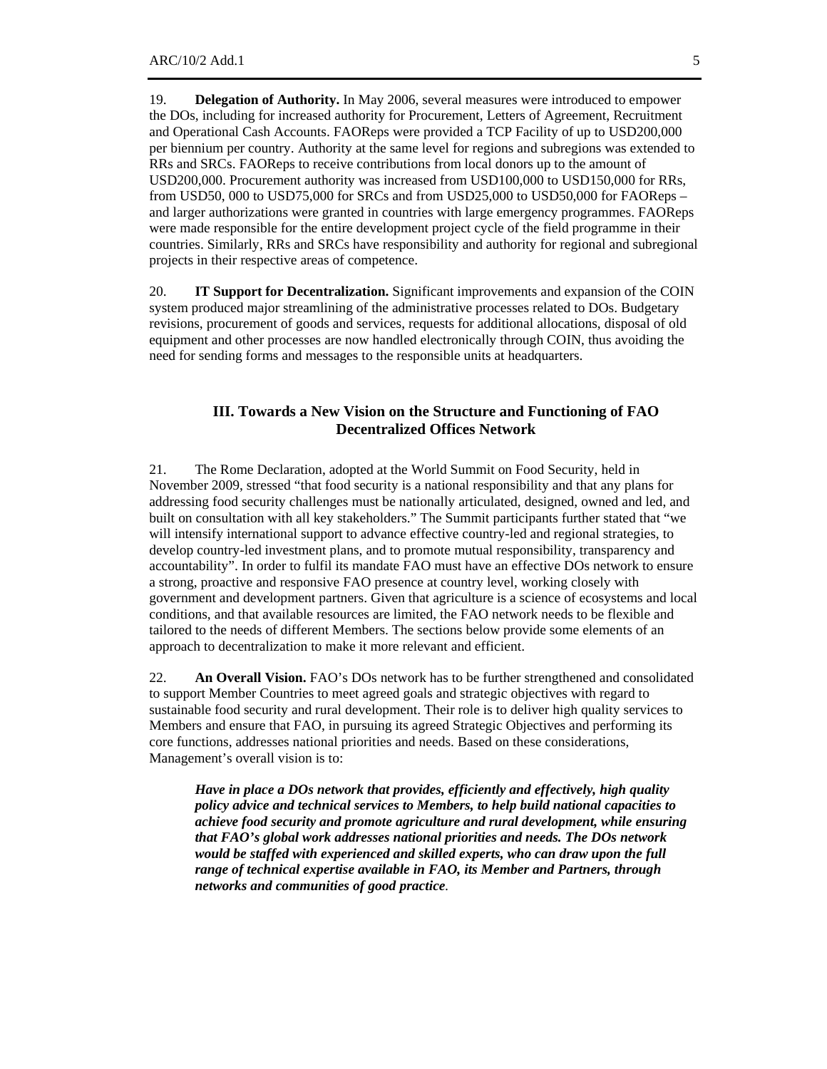19. **Delegation of Authority.** In May 2006, several measures were introduced to empower the DOs, including for increased authority for Procurement, Letters of Agreement, Recruitment and Operational Cash Accounts. FAOReps were provided a TCP Facility of up to USD200,000 per biennium per country. Authority at the same level for regions and subregions was extended to RRs and SRCs. FAOReps to receive contributions from local donors up to the amount of USD200,000. Procurement authority was increased from USD100,000 to USD150,000 for RRs, from USD50, 000 to USD75,000 for SRCs and from USD25,000 to USD50,000 for FAOReps – and larger authorizations were granted in countries with large emergency programmes. FAOReps were made responsible for the entire development project cycle of the field programme in their countries. Similarly, RRs and SRCs have responsibility and authority for regional and subregional projects in their respective areas of competence.

20. **IT Support for Decentralization.** Significant improvements and expansion of the COIN system produced major streamlining of the administrative processes related to DOs. Budgetary revisions, procurement of goods and services, requests for additional allocations, disposal of old equipment and other processes are now handled electronically through COIN, thus avoiding the need for sending forms and messages to the responsible units at headquarters.

## III. Towards a New Vision on the Structure and Functioning of FAO Decentralized Offices Network

21. The Rome Declaration, adopted at the World Summit on Food Security, held in November 2009, stressed "that food security is a national responsibility and that any plans for addressing food security challenges must be nationally articulated, designed, owned and led, and built on consultation with all key stakeholders." The Summit participants further stated that "we will intensify international support to advance effective country-led and regional strategies, to develop country-led investment plans, and to promote mutual responsibility, transparency and accountability". In order to fulfil its mandate FAO must have an effective DOs network to ensure a strong, proactive and responsive FAO presence at country level, working closely with government and development partners. Given that agriculture is a science of ecosystems and local conditions, and that available resources are limited, the FAO network needs to be flexible and tailored to the needs of different Members. The sections below provide some elements of an approach to decentralization to make it more relevant and efficient.

22. **An Overall Vision.** FAO's DOs network has to be further strengthened and consolidated to support Member Countries to meet agreed goals and strategic objectives with regard to sustainable food security and rural development. Their role is to deliver high quality services to Members and ensure that FAO, in pursuing its agreed Strategic Objectives and performing its core functions, addresses national priorities and needs. Based on these considerations, Management's overall vision is to:

> ***Have in place a DOs network that provides, efficiently and effectively, high quality policy advice and technical services to Members, to help build national capacities to achieve food security and promote agriculture and rural development, while ensuring that FAO's global work addresses national priorities and needs. The DOs network would be staffed with experienced and skilled experts, who can draw upon the full range of technical expertise available in FAO, its Member and Partners, through networks and communities of good practice*.**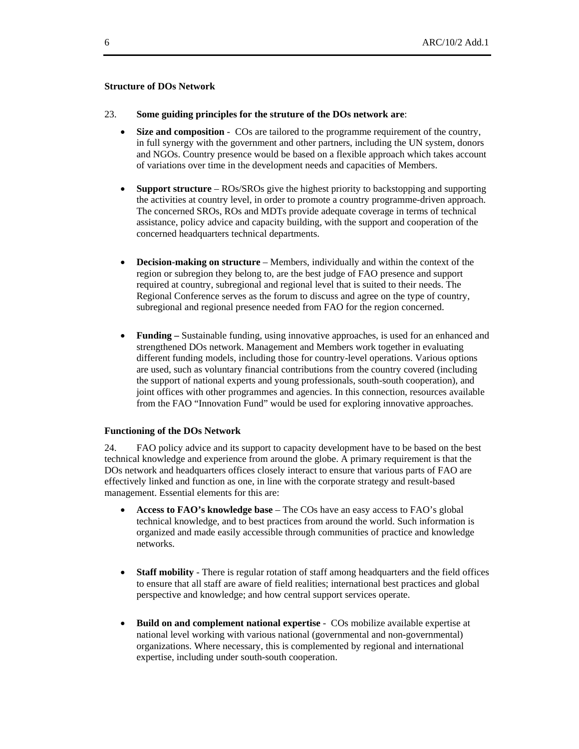**Structure of DOs Network**

23. **Some guiding principles for the struture of the DOs network are**:

- **Size and composition** - COs are tailored to the programme requirement of the country, in full synergy with the government and other partners, including the UN system, donors and NGOs. Country presence would be based on a flexible approach which takes account of variations over time in the development needs and capacities of Members.

- **Support structure** – ROs/SROs give the highest priority to backstopping and supporting the activities at country level, in order to promote a country programme-driven approach. The concerned SROs, ROs and MDTs provide adequate coverage in terms of technical assistance, policy advice and capacity building, with the support and cooperation of the concerned headquarters technical departments.

- **Decision-making on structure** – Members, individually and within the context of the region or subregion they belong to, are the best judge of FAO presence and support required at country, subregional and regional level that is suited to their needs. The Regional Conference serves as the forum to discuss and agree on the type of country, subregional and regional presence needed from FAO for the region concerned.

- **Funding –** Sustainable funding, using innovative approaches, is used for an enhanced and strengthened DOs network. Management and Members work together in evaluating different funding models, including those for country-level operations. Various options are used, such as voluntary financial contributions from the country covered (including the support of national experts and young professionals, south-south cooperation), and joint offices with other programmes and agencies. In this connection, resources available from the FAO "Innovation Fund" would be used for exploring innovative approaches.

**Functioning of the DOs Network**

24. FAO policy advice and its support to capacity development have to be based on the best technical knowledge and experience from around the globe. A primary requirement is that the DOs network and headquarters offices closely interact to ensure that various parts of FAO are effectively linked and function as one, in line with the corporate strategy and result-based management. Essential elements for this are:

- **Access to FAO's knowledge base** – The COs have an easy access to FAO's global technical knowledge, and to best practices from around the world. Such information is organized and made easily accessible through communities of practice and knowledge networks.

- **Staff mobility** - There is regular rotation of staff among headquarters and the field offices to ensure that all staff are aware of field realities; international best practices and global perspective and knowledge; and how central support services operate.

- **Build on and complement national expertise** - COs mobilize available expertise at national level working with various national (governmental and non-governmental) organizations. Where necessary, this is complemented by regional and international expertise, including under south-south cooperation.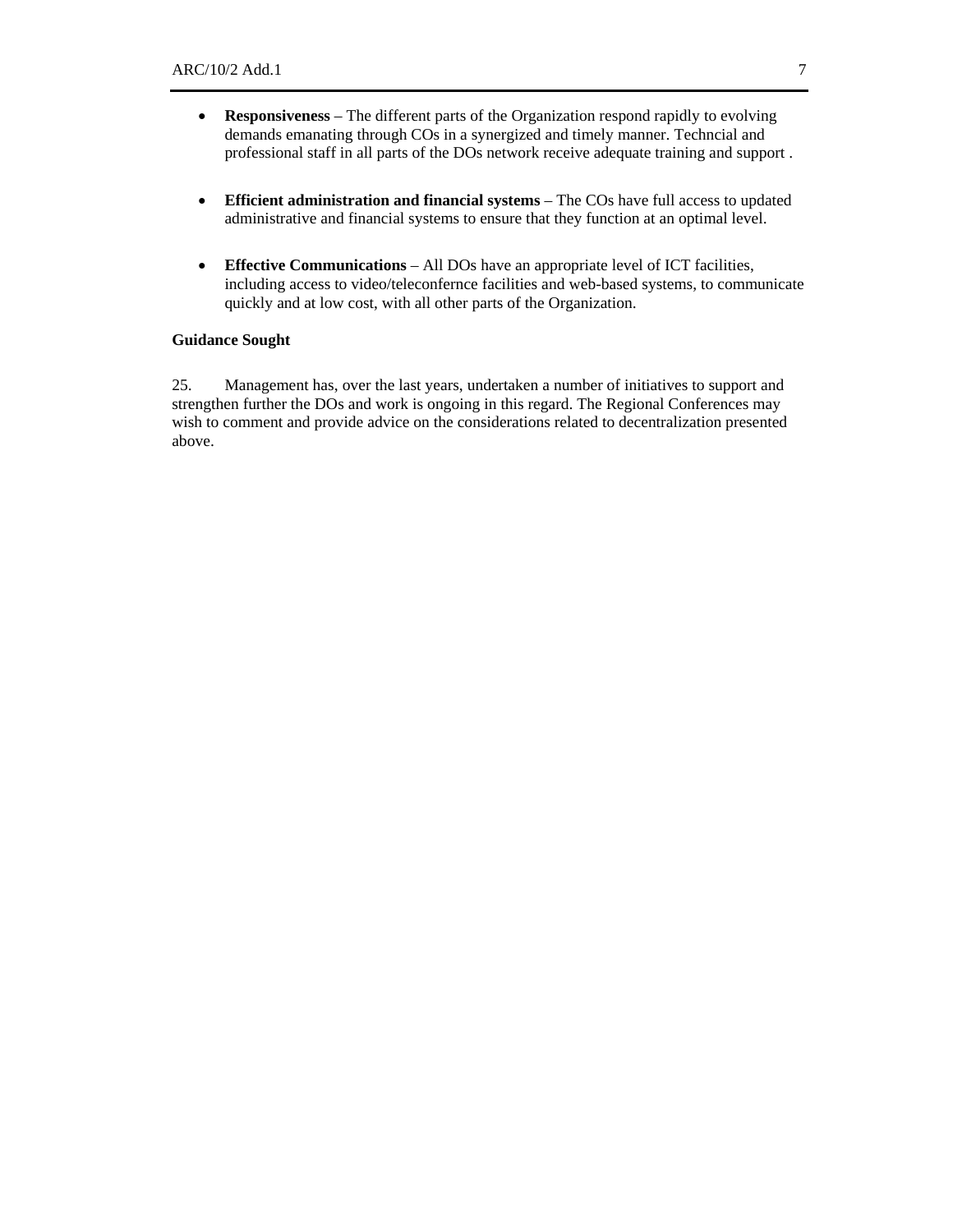- **Responsiveness** – The different parts of the Organization respond rapidly to evolving demands emanating through COs in a synergized and timely manner. Techncial and professional staff in all parts of the DOs network receive adequate training and support .

- **Efficient administration and financial systems** – The COs have full access to updated administrative and financial systems to ensure that they function at an optimal level.

- **Effective Communications** – All DOs have an appropriate level of ICT facilities, including access to video/teleconfernce facilities and web-based systems, to communicate quickly and at low cost, with all other parts of the Organization.

**Guidance Sought**

25. Management has, over the last years, undertaken a number of initiatives to support and strengthen further the DOs and work is ongoing in this regard. The Regional Conferences may wish to comment and provide advice on the considerations related to decentralization presented above.